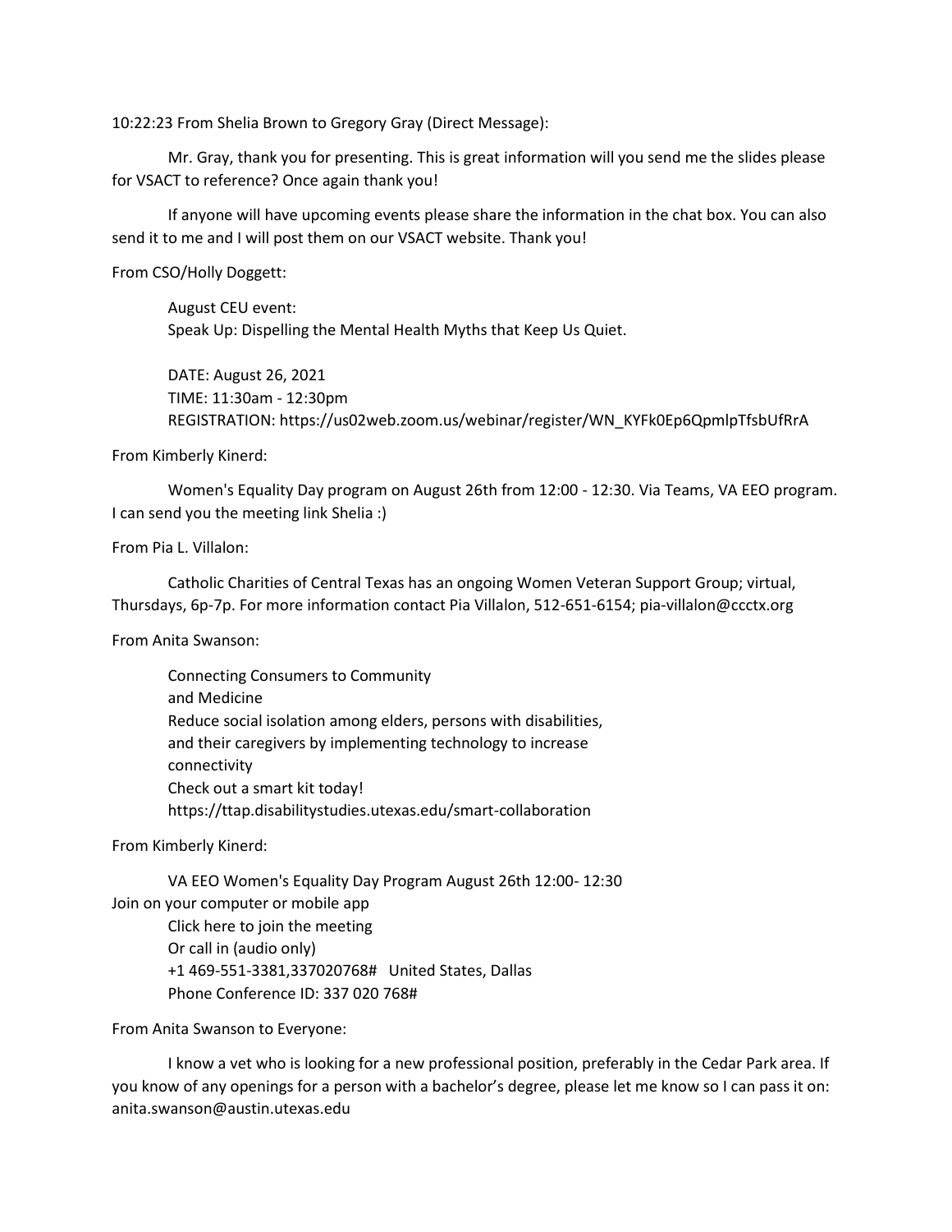10:22:23 From Shelia Brown to Gregory Gray (Direct Message):

Mr. Gray, thank you for presenting. This is great information will you send me the slides please for VSACT to reference? Once again thank you!

If anyone will have upcoming events please share the information in the chat box. You can also send it to me and I will post them on our VSACT website. Thank you!

From CSO/Holly Doggett:

August CEU event:
Speak Up: Dispelling the Mental Health Myths that Keep Us Quiet.

DATE: August 26, 2021
TIME: 11:30am - 12:30pm
REGISTRATION: https://us02web.zoom.us/webinar/register/WN_KYFk0Ep6QpmlpTfsbUfRrA

From Kimberly Kinerd:

Women's Equality Day program on August 26th from 12:00 - 12:30. Via Teams, VA EEO program. I can send you the meeting link Shelia :)

From Pia L. Villalon:

Catholic Charities of Central Texas has an ongoing Women Veteran Support Group; virtual, Thursdays, 6p-7p. For more information contact Pia Villalon, 512-651-6154; pia-villalon@ccctx.org

From Anita Swanson:

Connecting Consumers to Community
and Medicine
Reduce social isolation among elders, persons with disabilities,
and their caregivers by implementing technology to increase
connectivity
Check out a smart kit today!
https://ttap.disabilitystudies.utexas.edu/smart-collaboration

From Kimberly Kinerd:

VA EEO Women's Equality Day Program August 26th 12:00- 12:30
Join on your computer or mobile app
Click here to join the meeting
Or call in (audio only)
+1 469-551-3381,337020768# United States, Dallas
Phone Conference ID: 337 020 768#

From Anita Swanson to Everyone:

I know a vet who is looking for a new professional position, preferably in the Cedar Park area. If you know of any openings for a person with a bachelor's degree, please let me know so I can pass it on: anita.swanson@austin.utexas.edu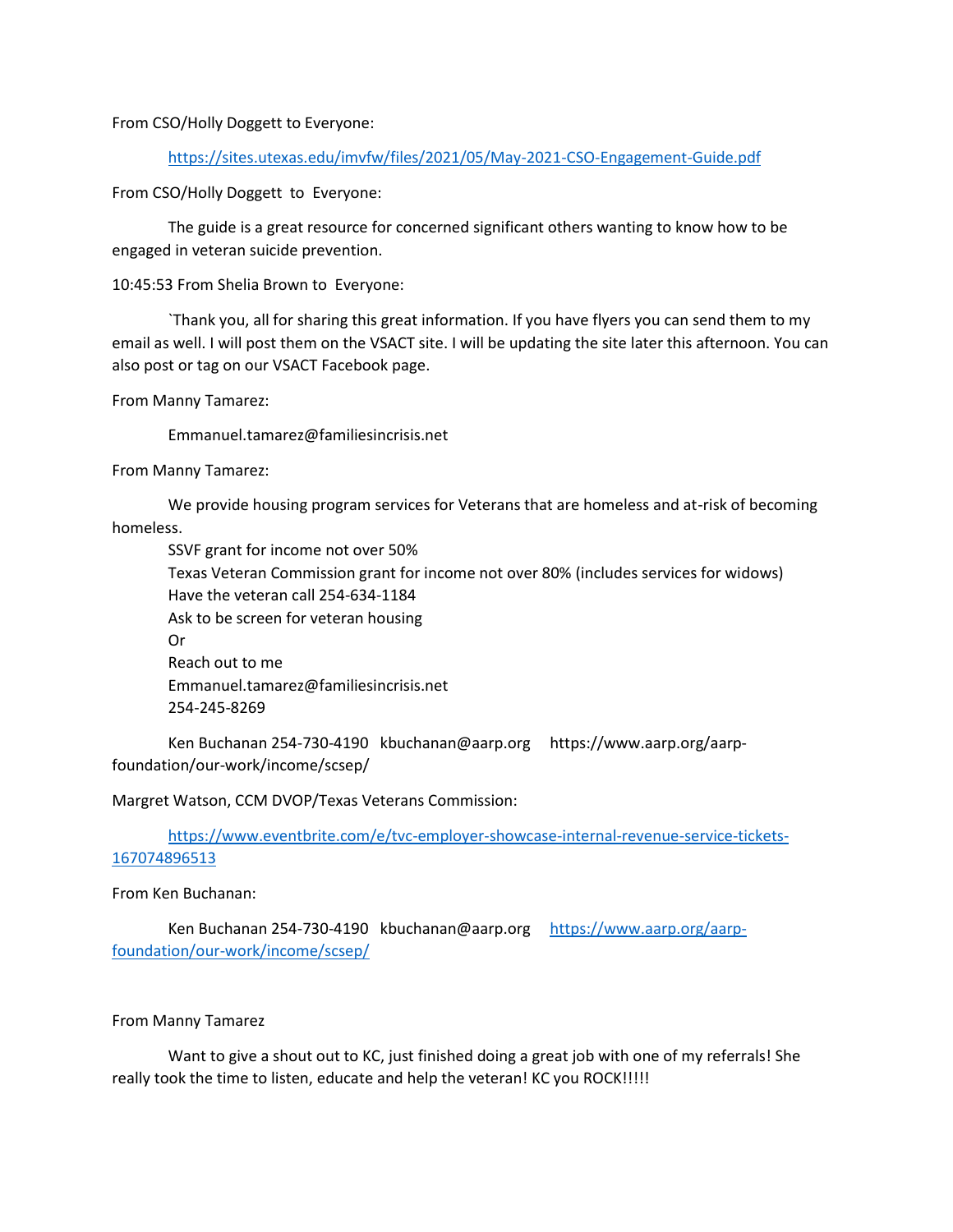From CSO/Holly Doggett to Everyone:

https://sites.utexas.edu/imvfw/files/2021/05/May-2021-CSO-Engagement-Guide.pdf

From CSO/Holly Doggett to Everyone:

The guide is a great resource for concerned significant others wanting to know how to be engaged in veteran suicide prevention.

10:45:53 From Shelia Brown to Everyone:

`Thank you, all for sharing this great information. If you have flyers you can send them to my email as well. I will post them on the VSACT site. I will be updating the site later this afternoon. You can also post or tag on our VSACT Facebook page.

From Manny Tamarez:

Emmanuel.tamarez@familiesincrisis.net

From Manny Tamarez:

We provide housing program services for Veterans that are homeless and at-risk of becoming homeless.

SSVF grant for income not over 50%
Texas Veteran Commission grant for income not over 80% (includes services for widows)
Have the veteran call 254-634-1184
Ask to be screen for veteran housing
Or
Reach out to me
Emmanuel.tamarez@familiesincrisis.net
254-245-8269

Ken Buchanan 254-730-4190 kbuchanan@aarp.org https://www.aarp.org/aarp-foundation/our-work/income/scsep/

Margret Watson, CCM DVOP/Texas Veterans Commission:

https://www.eventbrite.com/e/tvc-employer-showcase-internal-revenue-service-tickets-167074896513

From Ken Buchanan:

Ken Buchanan 254-730-4190 kbuchanan@aarp.org https://www.aarp.org/aarp-foundation/our-work/income/scsep/

From Manny Tamarez

Want to give a shout out to KC, just finished doing a great job with one of my referrals! She really took the time to listen, educate and help the veteran! KC you ROCK!!!!!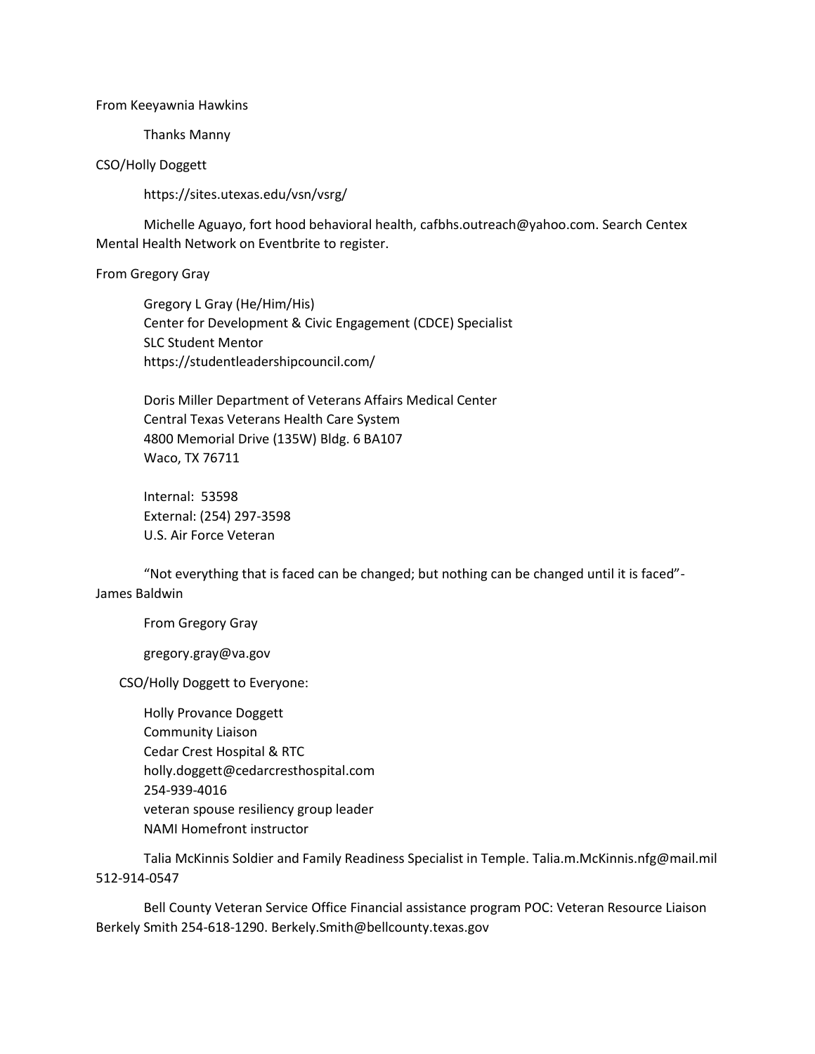From Keeyawnia Hawkins

Thanks Manny

CSO/Holly Doggett

https://sites.utexas.edu/vsn/vsrg/

Michelle Aguayo, fort hood behavioral health, cafbhs.outreach@yahoo.com. Search Centex Mental Health Network on Eventbrite to register.

From Gregory Gray

Gregory L Gray (He/Him/His)  
Center for Development & Civic Engagement (CDCE) Specialist  
SLC Student Mentor  
https://studentleadershipcouncil.com/

Doris Miller Department of Veterans Affairs Medical Center  
Central Texas Veterans Health Care System  
4800 Memorial Drive (135W) Bldg. 6 BA107  
Waco, TX 76711

Internal: 53598  
External: (254) 297-3598  
U.S. Air Force Veteran

"Not everything that is faced can be changed; but nothing can be changed until it is faced"- James Baldwin

From Gregory Gray

gregory.gray@va.gov

CSO/Holly Doggett to Everyone:

Holly Provance Doggett  
Community Liaison  
Cedar Crest Hospital & RTC  
holly.doggett@cedarcresthospital.com  
254-939-4016  
veteran spouse resiliency group leader  
NAMI Homefront instructor

Talia McKinnis Soldier and Family Readiness Specialist in Temple. Talia.m.McKinnis.nfg@mail.mil 512-914-0547

Bell County Veteran Service Office Financial assistance program POC: Veteran Resource Liaison Berkely Smith 254-618-1290. Berkely.Smith@bellcounty.texas.gov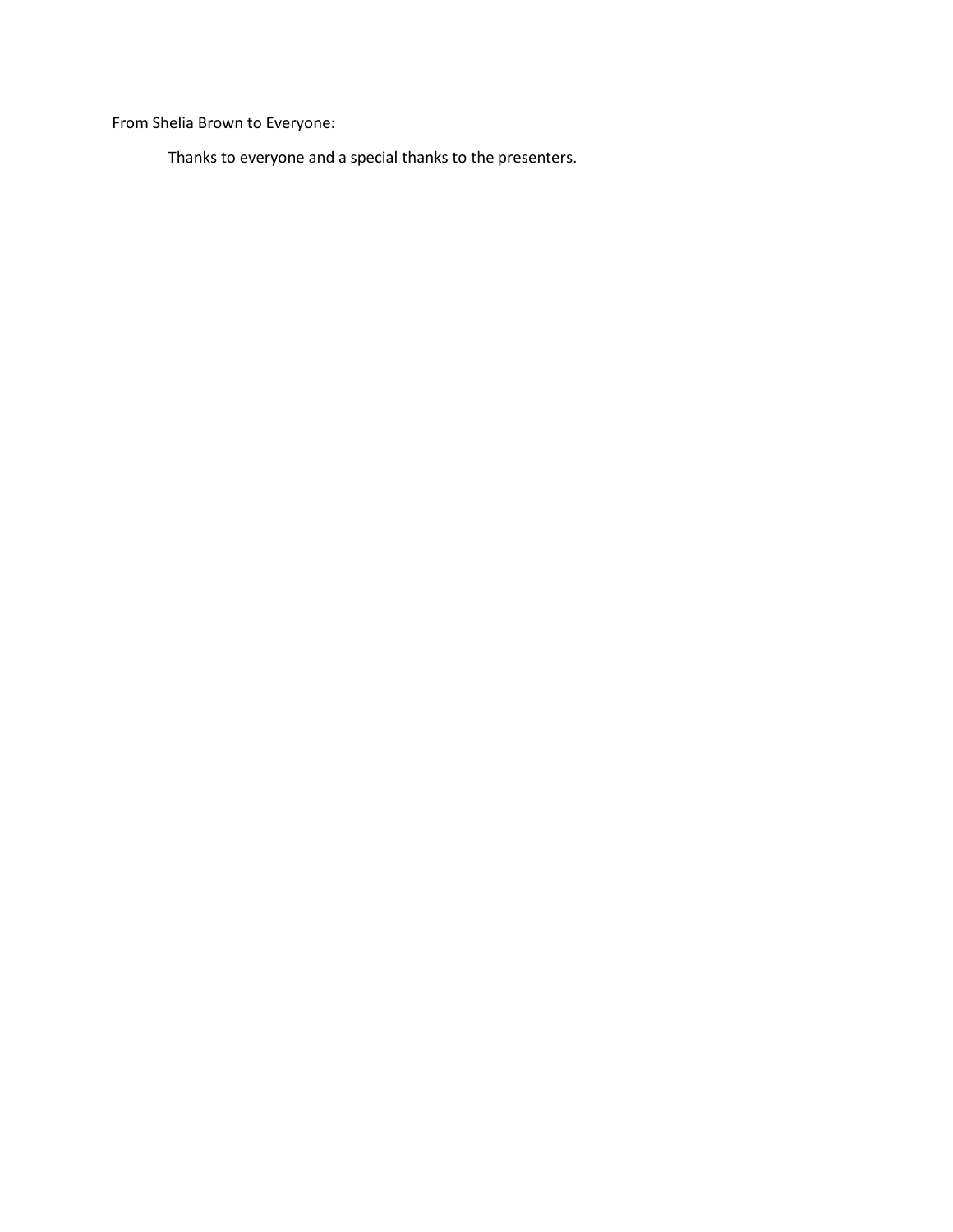From Shelia Brown to Everyone:

Thanks to everyone and a special thanks to the presenters.